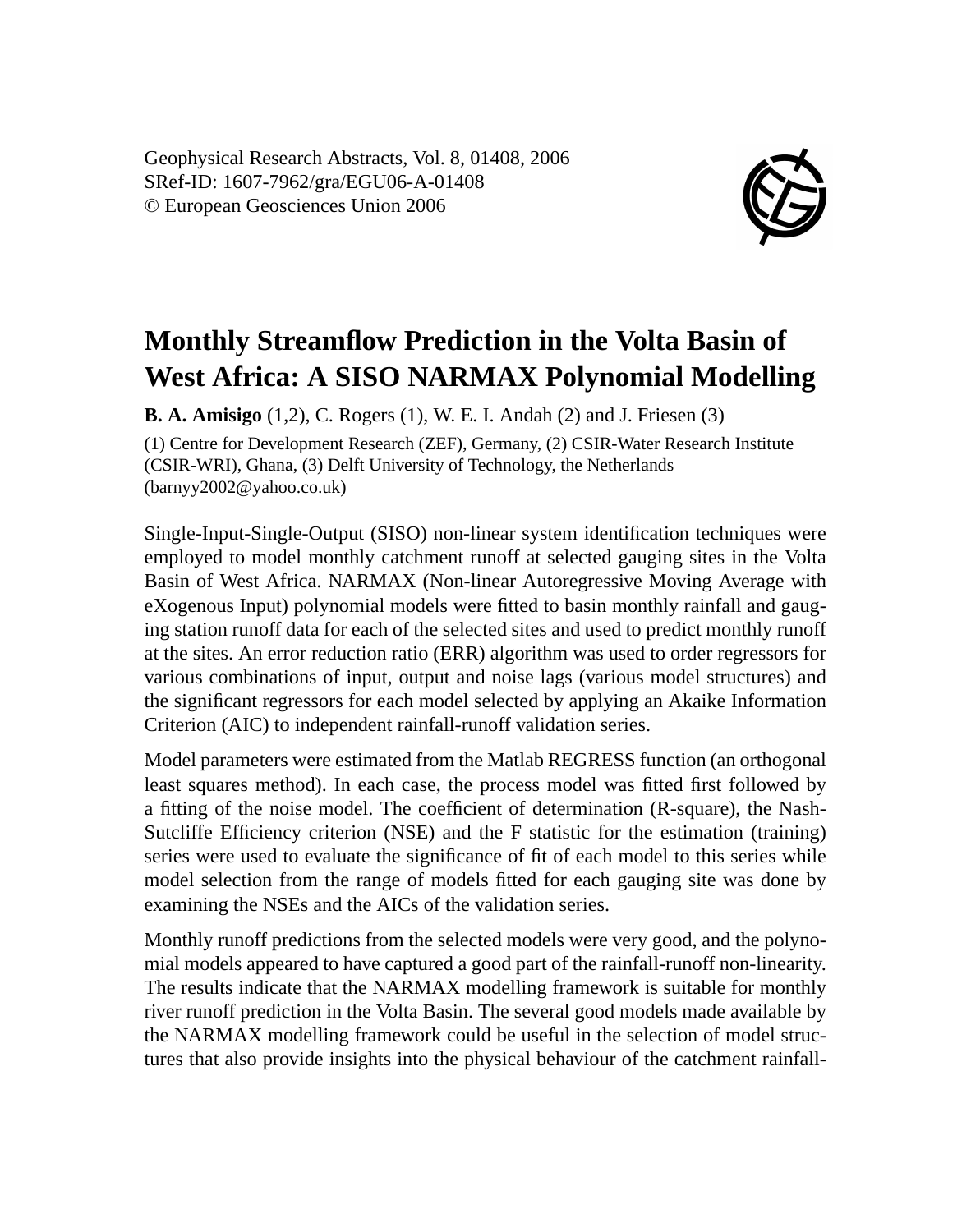Geophysical Research Abstracts, Vol. 8, 01408, 2006
SRef-ID: 1607-7962/gra/EGU06-A-01408
© European Geosciences Union 2006

# Monthly Streamflow Prediction in the Volta Basin of West Africa: A SISO NARMAX Polynomial Modelling

**B. A. Amisigo** (1,2), C. Rogers (1), W. E. I. Andah (2) and J. Friesen (3)

(1) Centre for Development Research (ZEF), Germany, (2) CSIR-Water Research Institute (CSIR-WRI), Ghana, (3) Delft University of Technology, the Netherlands (barnyy2002@yahoo.co.uk)

Single-Input-Single-Output (SISO) non-linear system identification techniques were employed to model monthly catchment runoff at selected gauging sites in the Volta Basin of West Africa. NARMAX (Non-linear Autoregressive Moving Average with eXogenous Input) polynomial models were fitted to basin monthly rainfall and gauging station runoff data for each of the selected sites and used to predict monthly runoff at the sites. An error reduction ratio (ERR) algorithm was used to order regressors for various combinations of input, output and noise lags (various model structures) and the significant regressors for each model selected by applying an Akaike Information Criterion (AIC) to independent rainfall-runoff validation series.

Model parameters were estimated from the Matlab REGRESS function (an orthogonal least squares method). In each case, the process model was fitted first followed by a fitting of the noise model. The coefficient of determination (R-square), the Nash-Sutcliffe Efficiency criterion (NSE) and the F statistic for the estimation (training) series were used to evaluate the significance of fit of each model to this series while model selection from the range of models fitted for each gauging site was done by examining the NSEs and the AICs of the validation series.

Monthly runoff predictions from the selected models were very good, and the polynomial models appeared to have captured a good part of the rainfall-runoff non-linearity. The results indicate that the NARMAX modelling framework is suitable for monthly river runoff prediction in the Volta Basin. The several good models made available by the NARMAX modelling framework could be useful in the selection of model structures that also provide insights into the physical behaviour of the catchment rainfall-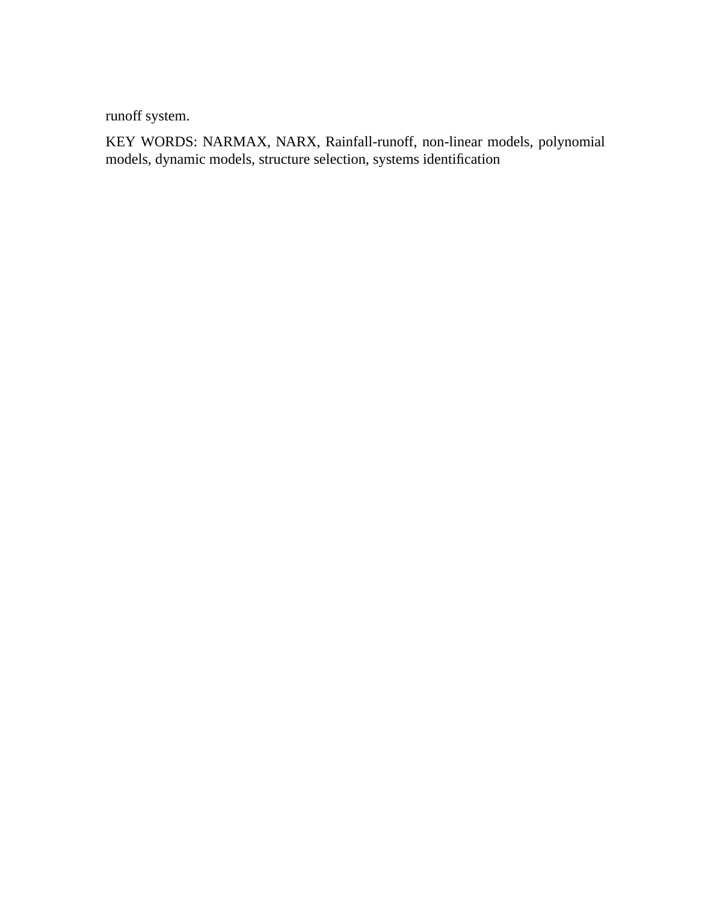runoff system.

KEY WORDS: NARMAX, NARX, Rainfall-runoff, non-linear models, polynomial models, dynamic models, structure selection, systems identification